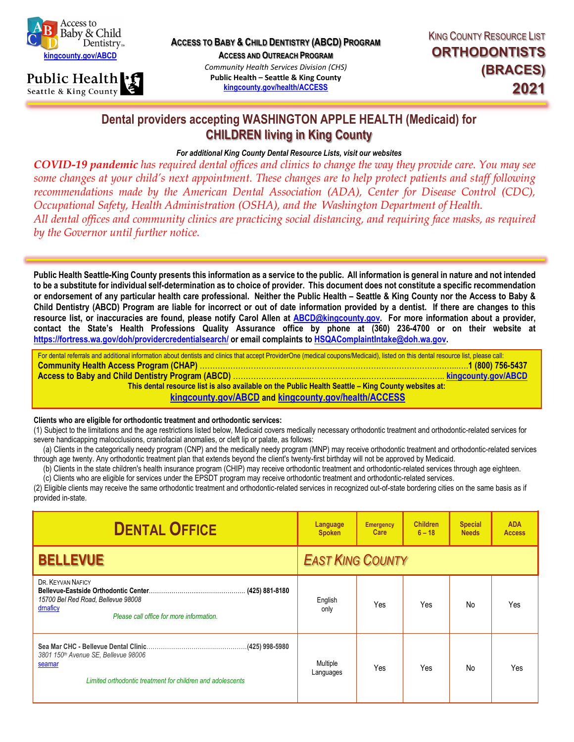Access to Baby & Child Dentistry
kingcounty.gov/ABCD

Public Health Seattle & King County

**ACCESS TO BABY & CHILD DENTISTRY (ABCD) PROGRAM**
**ACCESS AND OUTREACH PROGRAM**
*Community Health Services Division (CHS)*
**Public Health – Seattle & King County**
kingcounty.gov/health/ACCESS

KING COUNTY RESOURCE LIST
# ORTHODONTISTS (BRACES) 2021

## Dental providers accepting WASHINGTON APPLE HEALTH (Medicaid) for CHILDREN living in King County

***For additional King County Dental Resource Lists, visit our websites***

***COVID-19 pandemic*** *has required dental offices and clinics to change the way they provide care. You may see some changes at your child's next appointment. These changes are to help protect patients and staff following recommendations made by the American Dental Association (ADA), Center for Disease Control (CDC), Occupational Safety, Health Administration (OSHA), and the Washington Department of Health.*
*All dental offices and community clinics are practicing social distancing, and requiring face masks, as required by the Governor until further notice.*

**Public Health Seattle-King County presents this information as a service to the public. All information is general in nature and not intended to be a substitute for individual self-determination as to choice of provider. This document does not constitute a specific recommendation or endorsement of any particular health care professional. Neither the Public Health – Seattle & King County nor the Access to Baby & Child Dentistry (ABCD) Program are liable for incorrect or out of date information provided by a dentist. If there are changes to this resource list, or inaccuracies are found, please notify Carol Allen at ABCD@kingcounty.gov. For more information about a provider, contact the State's Health Professions Quality Assurance office by phone at (360) 236-4700 or on their website at https://fortress.wa.gov/doh/providercredentialsearch/ or email complaints to HSQAComplaintIntake@doh.wa.gov.**

For dental referrals and additional information about dentists and clinics that accept ProviderOne (medical coupons/Medicaid), listed on this dental resource list, please call:
**Community Health Access Program (CHAP) ……………………………………………… 1 (800) 756-5437**
**Access to Baby and Child Dentistry Program (ABCD) ……………………………………… kingcounty.gov/ABCD**
**This dental resource list is also available on the Public Health Seattle – King County websites at:**
**kingcounty.gov/ABCD and kingcounty.gov/health/ACCESS**

**Clients who are eligible for orthodontic treatment and orthodontic services:**
(1) Subject to the limitations and the age restrictions listed below, Medicaid covers medically necessary orthodontic treatment and orthodontic-related services for severe handicapping malocclusions, craniofacial anomalies, or cleft lip or palate, as follows:
(a) Clients in the categorically needy program (CNP) and the medically needy program (MNP) may receive orthodontic treatment and orthodontic-related services through age twenty. Any orthodontic treatment plan that extends beyond the client's twenty-first birthday will not be approved by Medicaid.
(b) Clients in the state children's health insurance program (CHIP) may receive orthodontic treatment and orthodontic-related services through age eighteen.
(c) Clients who are eligible for services under the EPSDT program may receive orthodontic treatment and orthodontic-related services.
(2) Eligible clients may receive the same orthodontic treatment and orthodontic-related services in recognized out-of-state bordering cities on the same basis as if provided in-state.

| DENTAL OFFICE | Language Spoken | Emergency Care | Children 6 – 18 | Special Needs | ADA Access |
|---|---|---|---|---|---|
| **BELLEVUE** | *EAST KING COUNTY* | | | | |
| DR. KEYVAN NAFICY<br>**Bellevue-Eastside Orthodontic Center** …… **(425) 881-8180**<br>*15700 Bel Red Road, Bellevue 98008*<br>drnaficy<br>*Please call office for more information.* | English only | Yes | Yes | No | Yes |
| **Sea Mar CHC - Bellevue Dental Clinic** …… **(425) 998-5980**<br>*3801 150th Avenue SE, Bellevue 98006*<br>seamar<br>*Limited orthodontic treatment for children and adolescents* | Multiple Languages | Yes | Yes | No | Yes |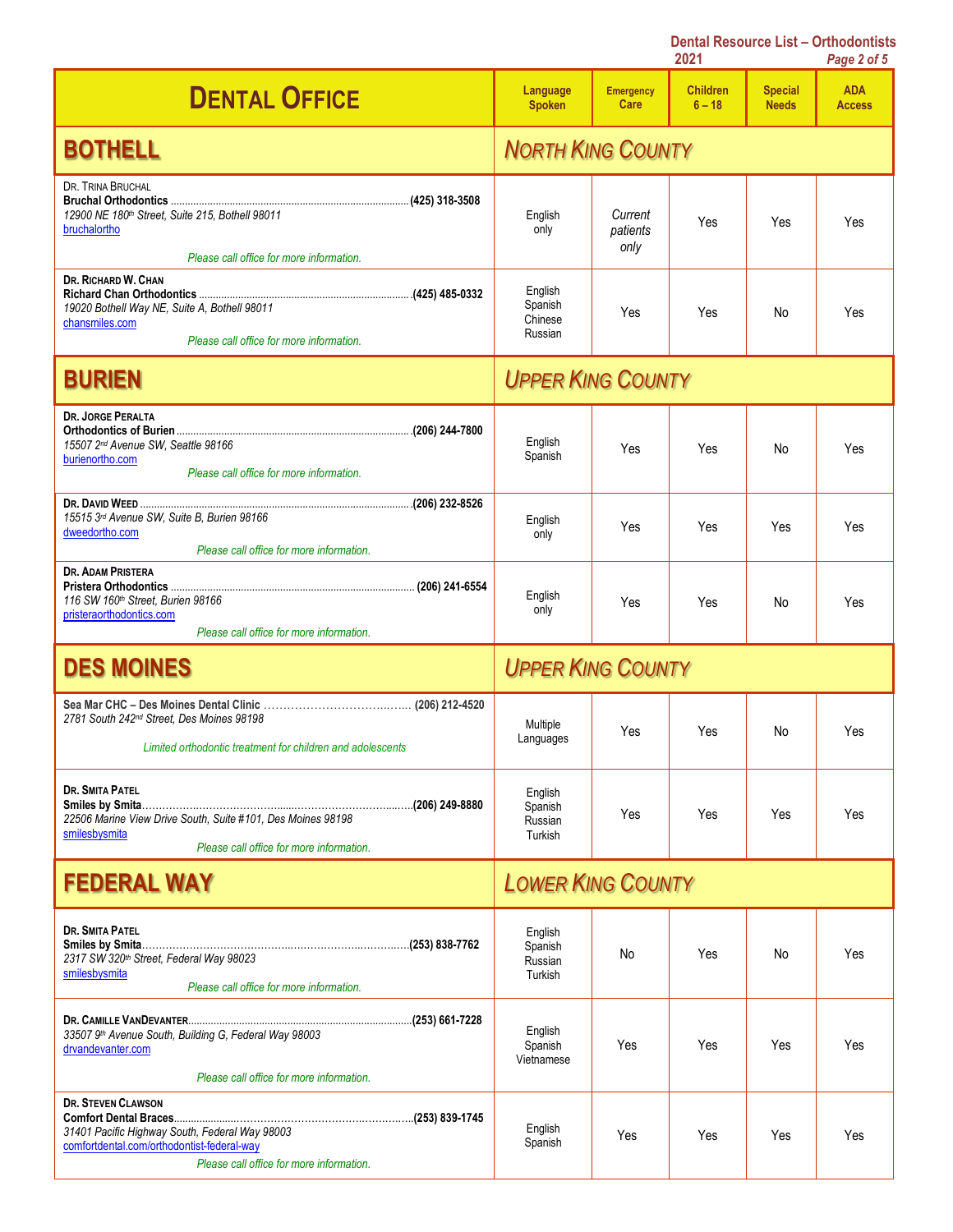Dental Resource List – Orthodontists 2021

| DENTAL OFFICE | Language Spoken | Emergency Care | Children 6 – 18 | Special Needs | ADA Access |
|---|---|---|---|---|---|
| **BOTHELL** | *NORTH KING COUNTY* | | | | |
| DR. TRINA BRUCHAL<br>**Bruchal Orthodontics** ....... **(425) 318-3508**<br>*12900 NE 180th Street, Suite 215, Bothell 98011*<br>bruchalortho<br>*Please call office for more information.* | English only | *Current patients only* | Yes | Yes | Yes |
| **DR. RICHARD W. CHAN**<br>**Richard Chan Orthodontics** ....... **(425) 485-0332**<br>*19020 Bothell Way NE, Suite A, Bothell 98011*<br>chansmiles.com<br>*Please call office for more information.* | English<br>Spanish<br>Chinese<br>Russian | Yes | Yes | No | Yes |
| **BURIEN** | *UPPER KING COUNTY* | | | | |
| **DR. JORGE PERALTA**<br>**Orthodontics of Burien** ....... **(206) 244-7800**<br>*15507 2nd Avenue SW, Seattle 98166*<br>burienortho.com<br>*Please call office for more information.* | English<br>Spanish | Yes | Yes | No | Yes |
| **DR. DAVID WEED** ....... **(206) 232-8526**<br>*15515 3rd Avenue SW, Suite B, Burien 98166*<br>dweedortho.com<br>*Please call office for more information.* | English only | Yes | Yes | Yes | Yes |
| **DR. ADAM PRISTERA**<br>**Pristera Orthodontics** ....... **(206) 241-6554**<br>*116 SW 160th Street, Burien 98166*<br>pristeraorthodontics.com<br>*Please call office for more information.* | English only | Yes | Yes | No | Yes |
| **DES MOINES** | *UPPER KING COUNTY* | | | | |
| **Sea Mar CHC – Des Moines Dental Clinic** ....... **(206) 212-4520**<br>*2781 South 242nd Street, Des Moines 98198*<br>*Limited orthodontic treatment for children and adolescents* | Multiple Languages | Yes | Yes | No | Yes |
| **DR. SMITA PATEL**<br>**Smiles by Smita** ....... **(206) 249-8880**<br>*22506 Marine View Drive South, Suite #101, Des Moines 98198*<br>smilesbysmita<br>*Please call office for more information.* | English<br>Spanish<br>Russian<br>Turkish | Yes | Yes | Yes | Yes |
| **FEDERAL WAY** | *LOWER KING COUNTY* | | | | |
| **DR. SMITA PATEL**<br>**Smiles by Smita** ....... **(253) 838-7762**<br>*2317 SW 320th Street, Federal Way 98023*<br>smilesbysmita<br>*Please call office for more information.* | English<br>Spanish<br>Russian<br>Turkish | No | Yes | No | Yes |
| **DR. CAMILLE VANDEVANTER** ....... **(253) 661-7228**<br>*33507 9th Avenue South, Building G, Federal Way 98003*<br>drvandevanter.com<br>*Please call office for more information.* | English<br>Spanish<br>Vietnamese | Yes | Yes | Yes | Yes |
| **DR. STEVEN CLAWSON**<br>**Comfort Dental Braces** ....... **(253) 839-1745**<br>*31401 Pacific Highway South, Federal Way 98003*<br>comfortdental.com/orthodontist-federal-way<br>*Please call office for more information.* | English<br>Spanish | Yes | Yes | Yes | Yes |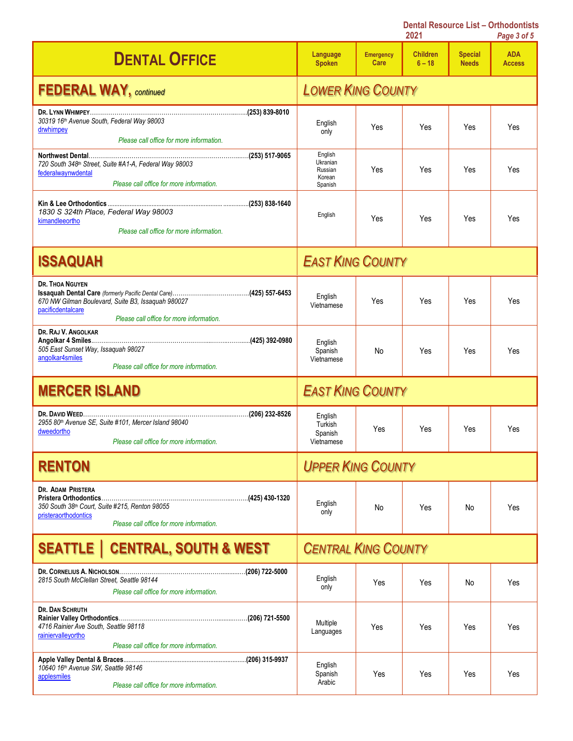| Dental Office | Language Spoken | Emergency Care | Children 6 – 18 | Special Needs | ADA Access |
|---|---|---|---|---|---|
| **FEDERAL WAY, *continued*** | ***LOWER KING COUNTY*** | | | | |
| **DR. LYNN WHIMPEY**……(253) 839-8010<br>*30319 16th Avenue South, Federal Way 98003*<br>drwhimpey<br>*Please call office for more information.* | English only | Yes | Yes | Yes | Yes |
| **Northwest Dental**……(253) 517-9065<br>*720 South 348th Street, Suite #A1-A, Federal Way 98003*<br>federalwaynwdental<br>*Please call office for more information.* | English<br>Ukranian<br>Russian<br>Korean<br>Spanish | Yes | Yes | Yes | Yes |
| **Kin & Lee Orthodontics**……(253) 838-1640<br>*1830 S 324th Place, Federal Way 98003*<br>kimandleeortho<br>*Please call office for more information.* | English | Yes | Yes | Yes | Yes |
| **ISSAQUAH** | ***EAST KING COUNTY*** | | | | |
| **DR. THOA NGUYEN**<br>**Issaquah Dental Care** *(formerly Pacific Dental Care)*……(425) 557-6453<br>*670 NW Gilman Boulevard, Suite B3, Issaquah 980027*<br>pacificdentalcare<br>*Please call office for more information.* | English<br>Vietnamese | Yes | Yes | Yes | Yes |
| **DR. RAJ V. ANGOLKAR**<br>**Angolkar 4 Smiles**……(425) 392-0980<br>*505 East Sunset Way, Issaquah 98027*<br>angolkar4smiles<br>*Please call office for more information.* | English<br>Spanish<br>Vietnamese | No | Yes | Yes | Yes |
| **MERCER ISLAND** | ***EAST KING COUNTY*** | | | | |
| **DR. DAVID WEED**……(206) 232-8526<br>*2955 80th Avenue SE, Suite #101, Mercer Island 98040*<br>dweedortho<br>*Please call office for more information.* | English<br>Turkish<br>Spanish<br>Vietnamese | Yes | Yes | Yes | Yes |
| **RENTON** | ***UPPER KING COUNTY*** | | | | |
| **DR. ADAM PRISTERA**<br>**Pristera Orthodontics**……(425) 430-1320<br>*350 South 38th Court, Suite #215, Renton 98055*<br>pristeraorthodontics<br>*Please call office for more information.* | English only | No | Yes | No | Yes |
| **SEATTLE \| CENTRAL, SOUTH & WEST** | ***CENTRAL KING COUNTY*** | | | | |
| **DR. CORNELIUS A. NICHOLSON**……(206) 722-5000<br>*2815 South McClellan Street, Seattle 98144*<br>*Please call office for more information.* | English only | Yes | Yes | No | Yes |
| **DR. DAN SCHRUTH**<br>**Rainier Valley Orthodontics**……(206) 721-5500<br>*4716 Rainier Ave South, Seattle 98118*<br>rainiervalleyortho<br>*Please call office for more information.* | Multiple Languages | Yes | Yes | Yes | Yes |
| **Apple Valley Dental & Braces**……(206) 315-9937<br>*10640 16th Avenue SW, Seattle 98146*<br>applesmiles<br>*Please call office for more information.* | English<br>Spanish<br>Arabic | Yes | Yes | Yes | Yes |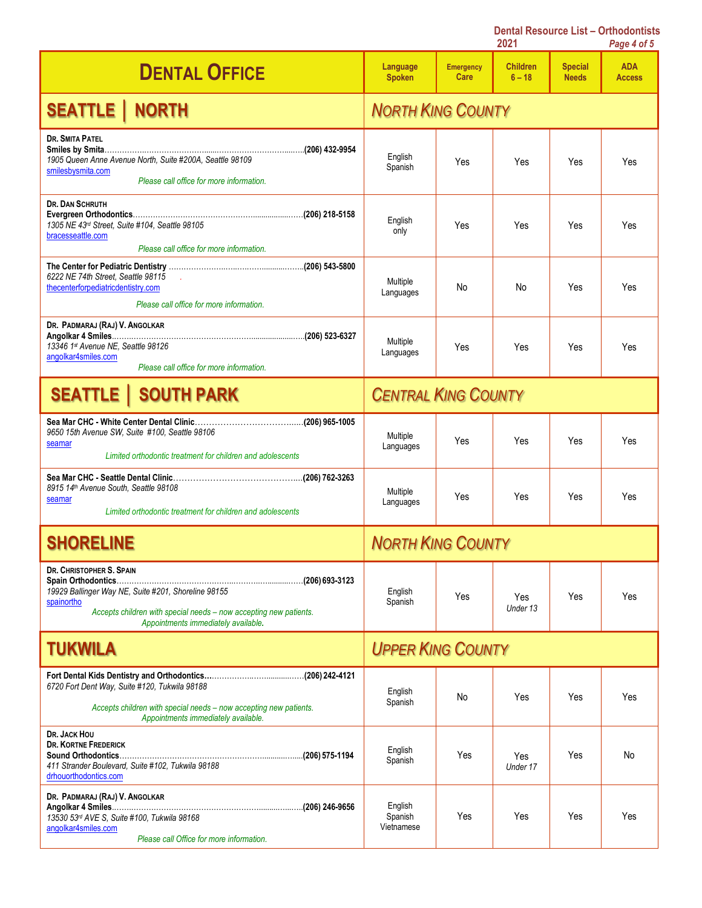| **DENTAL OFFICE** | Language Spoken | Emergency Care | Children 6 – 18 | Special Needs | ADA Access |
|---|---|---|---|---|---|
| **SEATTLE \| NORTH** | *NORTH KING COUNTY* | | | | |
| **DR. SMITA PATEL**<br>**Smiles by Smita**……………………………………………………(206) 432-9954<br>*1905 Queen Anne Avenue North, Suite #200A, Seattle 98109*<br>smilesbysmita.com<br>*Please call office for more information.* | English<br>Spanish | Yes | Yes | Yes | Yes |
| **DR. DAN SCHRUTH**<br>**Evergreen Orthodontics**……………………………………………(206) 218-5158<br>*1305 NE 43rd Street, Suite #104, Seattle 98105*<br>bracesseattle.com<br>*Please call office for more information.* | English<br>only | Yes | Yes | Yes | Yes |
| **The Center for Pediatric Dentistry** …………………………………(206) 543-5800<br>*6222 NE 74th Street, Seattle 98115*<br>thecenterforpediatricdentistry.com<br>*Please call office for more information.* | Multiple Languages | No | No | Yes | Yes |
| **DR. PADMARAJ (RAJ) V. ANGOLKAR**<br>**Angolkar 4 Smiles**……………………………………………………(206) 523-6327<br>*13346 1st Avenue NE, Seattle 98126*<br>angolkar4smiles.com<br>*Please call office for more information.* | Multiple Languages | Yes | Yes | Yes | Yes |
| **SEATTLE \| SOUTH PARK** | *CENTRAL KING COUNTY* | | | | |
| **Sea Mar CHC - White Center Dental Clinic**……………………(206) 965-1005<br>*9650 15th Avenue SW, Suite #100, Seattle 98106*<br>seamar<br>*Limited orthodontic treatment for children and adolescents* | Multiple Languages | Yes | Yes | Yes | Yes |
| **Sea Mar CHC - Seattle Dental Clinic**…………………………………(206) 762-3263<br>*8915 14th Avenue South, Seattle 98108*<br>seamar<br>*Limited orthodontic treatment for children and adolescents* | Multiple Languages | Yes | Yes | Yes | Yes |
| **SHORELINE** | *NORTH KING COUNTY* | | | | |
| **DR. CHRISTOPHER S. SPAIN**<br>**Spain Orthodontics**…………………………………………………(206) 693-3123<br>*19929 Ballinger Way NE, Suite #201, Shoreline 98155*<br>spainortho<br>*Accepts children with special needs – now accepting new patients. Appointments immediately available.* | English<br>Spanish | Yes | Yes<br>*Under 13* | Yes | Yes |
| **TUKWILA** | *UPPER KING COUNTY* | | | | |
| **Fort Dental Kids Dentistry and Orthodontics**…………………(206) 242-4121<br>*6720 Fort Dent Way, Suite #120, Tukwila 98188*<br>*Accepts children with special needs – now accepting new patients. Appointments immediately available.* | English<br>Spanish | No | Yes | Yes | Yes |
| **DR. JACK HOU**<br>**DR. KORTNE FREDERICK**<br>**Sound Orthodontics**…………………………………………………(206) 575-1194<br>*411 Strander Boulevard, Suite #102, Tukwila 98188*<br>drhouorthodontics.com | English<br>Spanish | Yes | Yes<br>*Under 17* | Yes | No |
| **DR. PADMARAJ (RAJ) V. ANGOLKAR**<br>**Angolkar 4 Smiles**……………………………………………………(206) 246-9656<br>*13530 53rd AVE S, Suite #100, Tukwila 98168*<br>angolkar4smiles.com<br>*Please call Office for more information.* | English<br>Spanish<br>Vietnamese | Yes | Yes | Yes | Yes |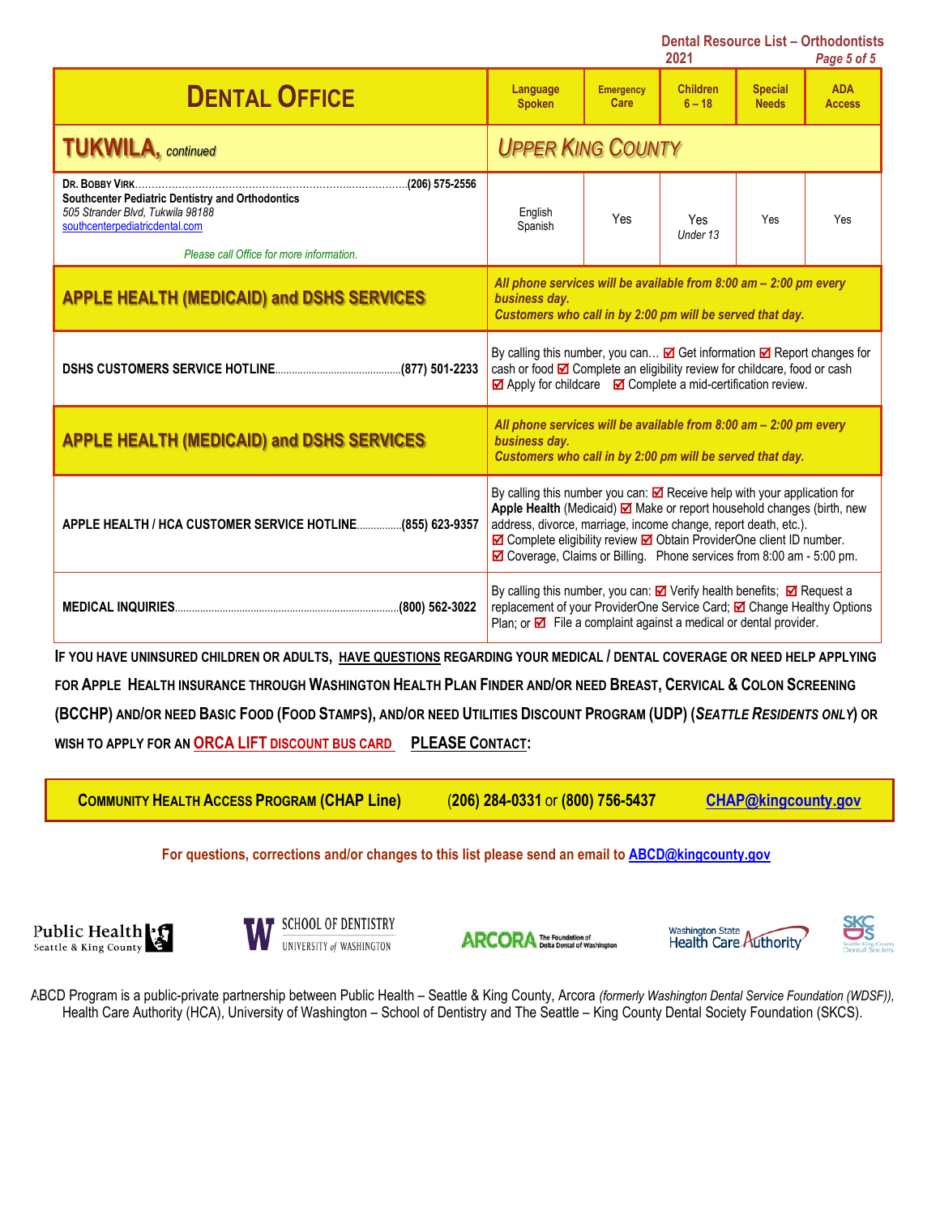| DENTAL OFFICE | Language Spoken | Emergency Care | Children 6 – 18 | Special Needs | ADA Access |
|---|---|---|---|---|---|
| **TUKWILA,** *continued* | *UPPER KING COUNTY* | | | | |
| DR. BOBBY VIRK……(206) 575-2556<br>**Southcenter Pediatric Dentistry and Orthodontics**<br>*505 Strander Blvd, Tukwila 98188*<br>southcenterpediatricdental.com<br>*Please call Office for more information.* | English<br>Spanish | Yes | Yes<br>*Under 13* | Yes | Yes |

| | |
|---|---|
| **APPLE HEALTH (MEDICAID) and DSHS SERVICES** | ***All phone services will be available from 8:00 am – 2:00 pm every business day.*** ***Customers who call in by 2:00 pm will be served that day.*** |
| **DSHS CUSTOMERS SERVICE HOTLINE……(877) 501-2233** | By calling this number, you can… ☑ Get information ☑ Report changes for cash or food ☑ Complete an eligibility review for childcare, food or cash ☑ Apply for childcare ☑ Complete a mid-certification review. |
| **APPLE HEALTH (MEDICAID) and DSHS SERVICES** | ***All phone services will be available from 8:00 am – 2:00 pm every business day.*** ***Customers who call in by 2:00 pm will be served that day.*** |
| **APPLE HEALTH / HCA CUSTOMER SERVICE HOTLINE……(855) 623-9357** | By calling this number you can: ☑ Receive help with your application for **Apple Health** (Medicaid) ☑ Make or report household changes (birth, new address, divorce, marriage, income change, report death, etc.). ☑ Complete eligibility review ☑ Obtain ProviderOne client ID number. ☑ Coverage, Claims or Billing. Phone services from 8:00 am - 5:00 pm. |
| **MEDICAL INQUIRIES……(800) 562-3022** | By calling this number, you can: ☑ Verify health benefits; ☑ Request a replacement of your ProviderOne Service Card; ☑ Change Healthy Options Plan; or ☑ File a complaint against a medical or dental provider. |

**IF YOU HAVE UNINSURED CHILDREN OR ADULTS, HAVE QUESTIONS REGARDING YOUR MEDICAL / DENTAL COVERAGE OR NEED HELP APPLYING FOR APPLE HEALTH INSURANCE THROUGH WASHINGTON HEALTH PLAN FINDER AND/OR NEED BREAST, CERVICAL & COLON SCREENING (BCCHP) AND/OR NEED BASIC FOOD (FOOD STAMPS), AND/OR NEED UTILITIES DISCOUNT PROGRAM (UDP) (*SEATTLE RESIDENTS ONLY*) OR WISH TO APPLY FOR AN ORCA LIFT DISCOUNT BUS CARD PLEASE CONTACT:**

| | | |
|---|---|---|
| **COMMUNITY HEALTH ACCESS PROGRAM (CHAP Line)** | **(206) 284-0331** or **(800) 756-5437** | **CHAP@kingcounty.gov** |

**For questions, corrections and/or changes to this list please send an email to ABCD@kingcounty.gov**

Public Health Seattle & King County | SCHOOL OF DENTISTRY UNIVERSITY of WASHINGTON | ARCORA The Foundation of Delta Dental of Washington | Washington State Health Care Authority | SKCDS Seattle King County Dental Society

ABCD Program is a public-private partnership between Public Health – Seattle & King County, Arcora *(formerly Washington Dental Service Foundation (WDSF))*, Health Care Authority (HCA), University of Washington – School of Dentistry and The Seattle – King County Dental Society Foundation (SKCS).